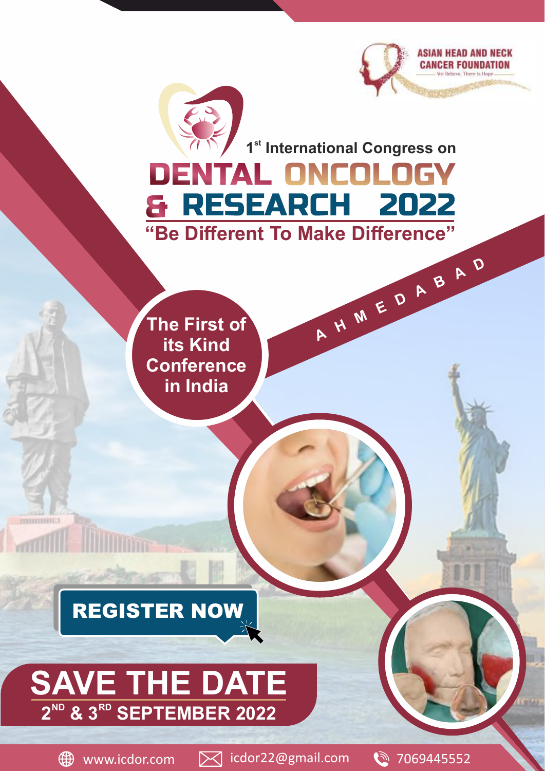ASIAN HEAD AND NECK CANCER FOUNDATION

We Believe, There is Hope

1st International Congress on

# DENTAL ONCOLOGY & RESEARCH 2022

**"Be Different To Make Difference"**

AHMEDABAD

**The First of its Kind Conference in India**

**REGISTER NOW**

## SAVE THE DATE

**2ND & 3RD SEPTEMBER 2022**

www.icdor.com icdor22@gmail.com 7069445552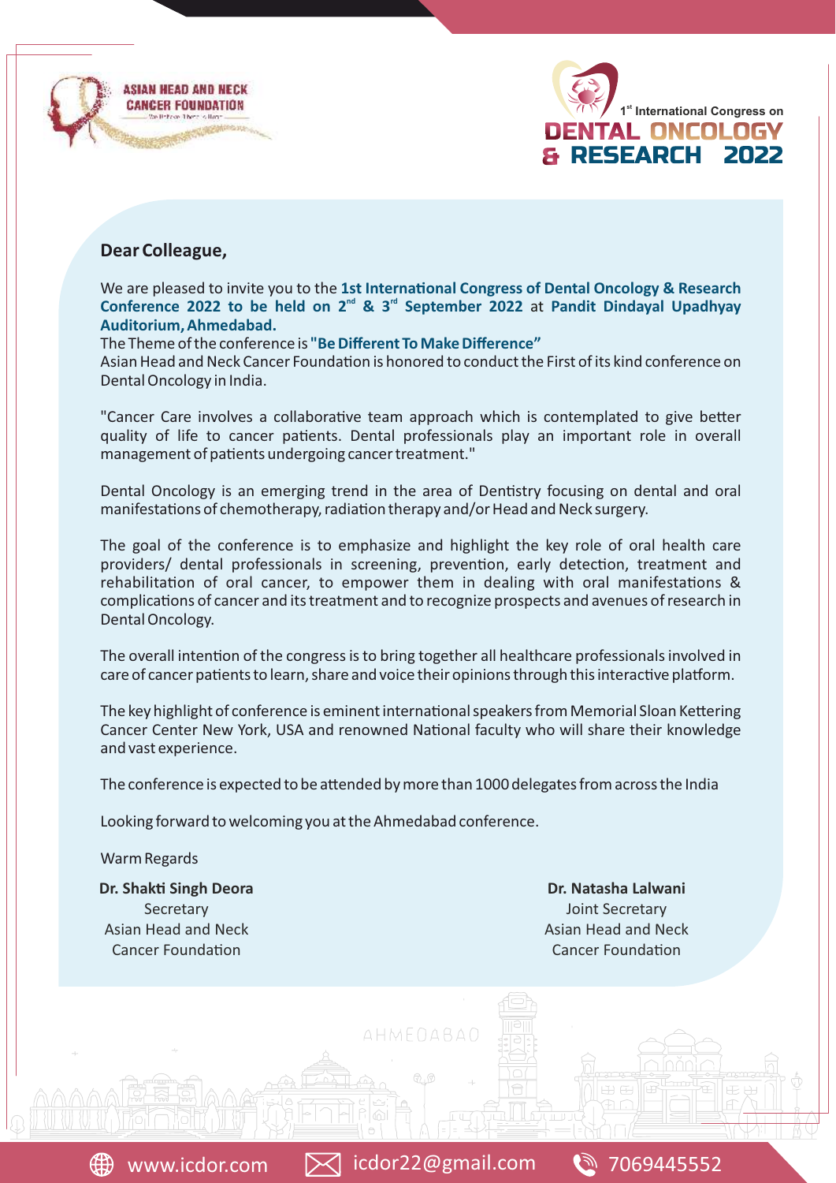ASIAN HEAD AND NECK CANCER FOUNDATION

1st International Congress on DENTAL ONCOLOGY & RESEARCH 2022

**Dear Colleague,**

We are pleased to invite you to the **1st International Congress of Dental Oncology & Research Conference 2022 to be held on 2nd & 3rd September 2022** at **Pandit Dindayal Upadhyay Auditorium, Ahmedabad.**

The Theme of the conference is **"Be Different To Make Difference"**

Asian Head and Neck Cancer Foundation is honored to conduct the First of its kind conference on Dental Oncology in India.

"Cancer Care involves a collaborative team approach which is contemplated to give better quality of life to cancer patients. Dental professionals play an important role in overall management of patients undergoing cancer treatment."

Dental Oncology is an emerging trend in the area of Dentistry focusing on dental and oral manifestations of chemotherapy, radiation therapy and/or Head and Neck surgery.

The goal of the conference is to emphasize and highlight the key role of oral health care providers/ dental professionals in screening, prevention, early detection, treatment and rehabilitation of oral cancer, to empower them in dealing with oral manifestations & complications of cancer and its treatment and to recognize prospects and avenues of research in Dental Oncology.

The overall intention of the congress is to bring together all healthcare professionals involved in care of cancer patients to learn, share and voice their opinions through this interactive platform.

The key highlight of conference is eminent international speakers from Memorial Sloan Kettering Cancer Center New York, USA and renowned National faculty who will share their knowledge and vast experience.

The conference is expected to be attended by more than 1000 delegates from across the India

Looking forward to welcoming you at the Ahmedabad conference.

Warm Regards

**Dr. Shakti Singh Deora**
Secretary
Asian Head and Neck
Cancer Foundation

**Dr. Natasha Lalwani**
Joint Secretary
Asian Head and Neck
Cancer Foundation

AHMEDABAD

www.icdor.com | icdor22@gmail.com | 7069445552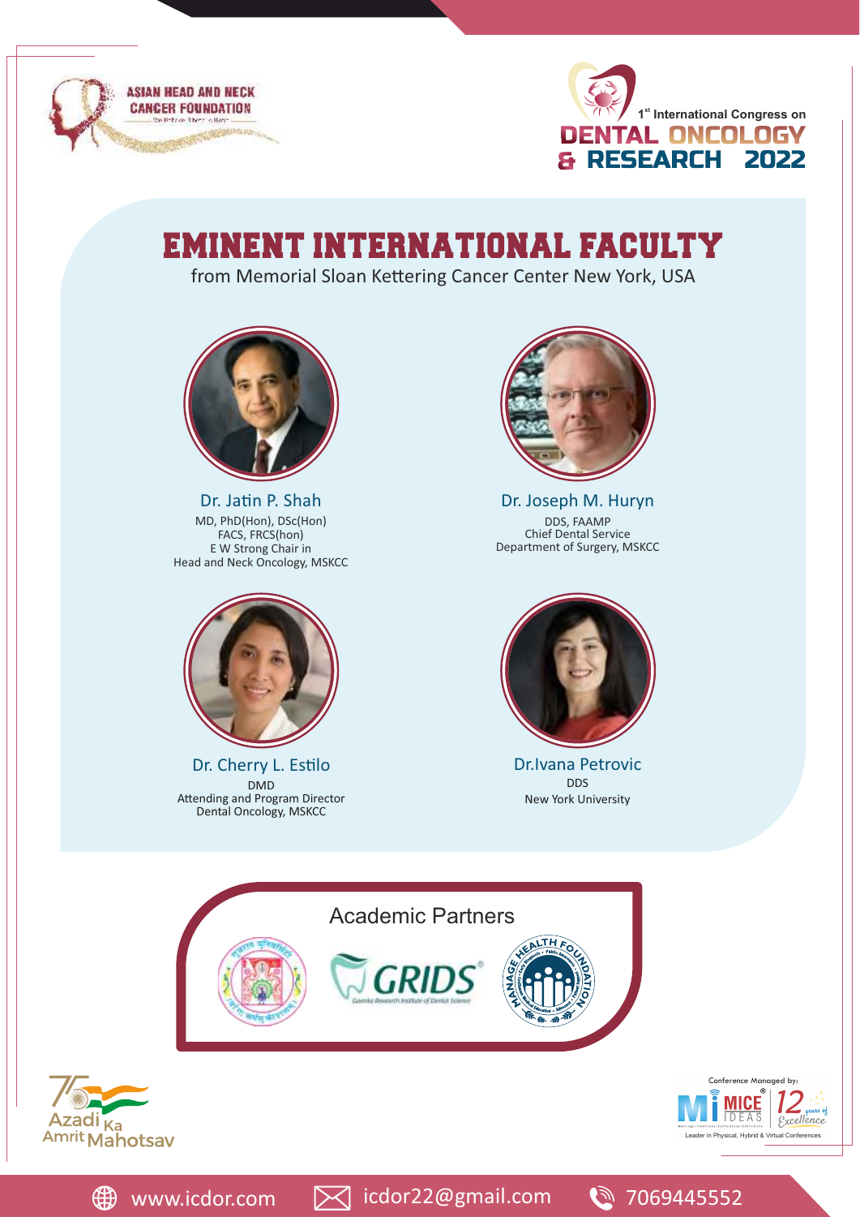ASIAN HEAD AND NECK CANCER FOUNDATION

1st International Congress on
DENTAL ONCOLOGY & RESEARCH 2022

# EMINENT INTERNATIONAL FACULTY

from Memorial Sloan Kettering Cancer Center New York, USA

**Dr. Jatin P. Shah**
MD, PhD(Hon), DSc(Hon)
FACS, FRCS(hon)
E W Strong Chair in
Head and Neck Oncology, MSKCC

**Dr. Joseph M. Huryn**
DDS, FAAMP
Chief Dental Service
Department of Surgery, MSKCC

**Dr. Cherry L. Estilo**
DMD
Attending and Program Director
Dental Oncology, MSKCC

**Dr.Ivana Petrovic**
DDS
New York University

## Academic Partners

GRIDS

MANAGE HEALTH FOUNDATION

Azadi Ka Amrit Mahotsav

Conference Managed by:
MICE IDEAS
12 years of Excellence
Leader in Physical, Hybrid & Virtual Conferences

www.icdor.com | icdor22@gmail.com | 7069445552